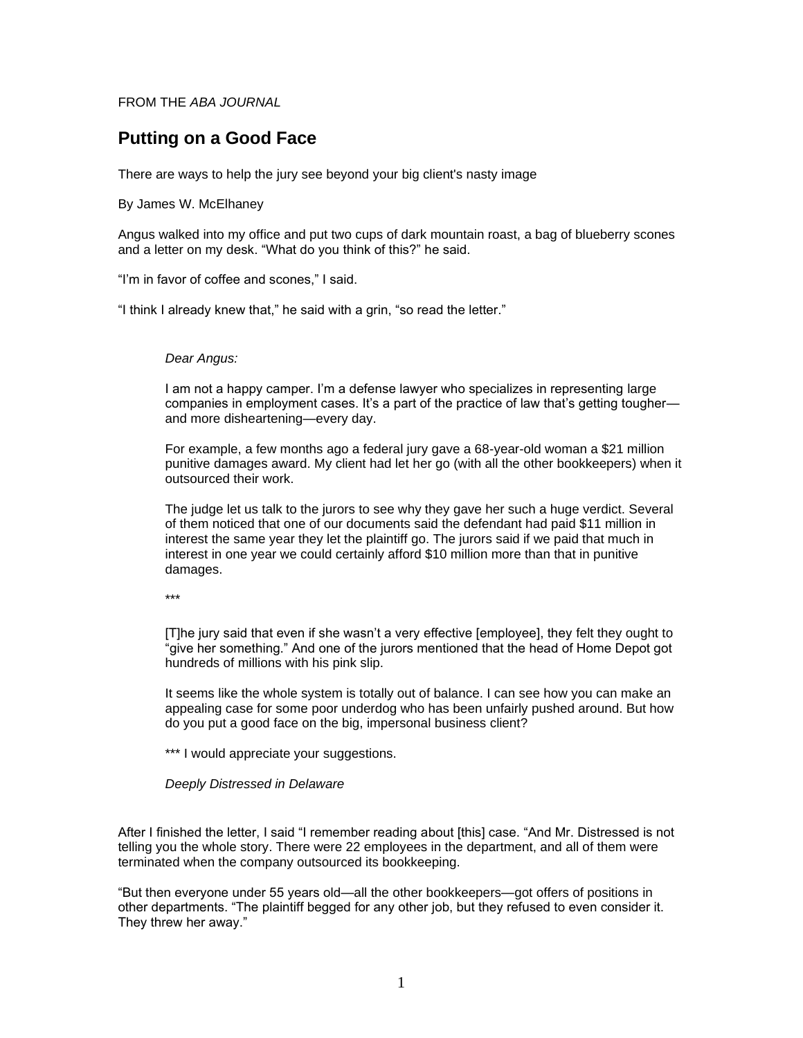FROM THE *ABA JOURNAL*

## Putting on a Good Face

There are ways to help the jury see beyond your big client's nasty image

By James W. McElhaney

Angus walked into my office and put two cups of dark mountain roast, a bag of blueberry scones and a letter on my desk. “What do you think of this?” he said.

“I’m in favor of coffee and scones,” I said.

“I think I already knew that,” he said with a grin, “so read the letter.”

> *Dear Angus:*
>
> I am not a happy camper. I’m a defense lawyer who specializes in representing large companies in employment cases. It’s a part of the practice of law that’s getting tougher—and more disheartening—every day.
>
> For example, a few months ago a federal jury gave a 68-year-old woman a $21 million punitive damages award. My client had let her go (with all the other bookkeepers) when it outsourced their work.
>
> The judge let us talk to the jurors to see why they gave her such a huge verdict. Several of them noticed that one of our documents said the defendant had paid $11 million in interest the same year they let the plaintiff go. The jurors said if we paid that much in interest in one year we could certainly afford $10 million more than that in punitive damages.
>
> ***
>
> [T]he jury said that even if she wasn’t a very effective [employee], they felt they ought to “give her something.” And one of the jurors mentioned that the head of Home Depot got hundreds of millions with his pink slip.
>
> It seems like the whole system is totally out of balance. I can see how you can make an appealing case for some poor underdog who has been unfairly pushed around. But how do you put a good face on the big, impersonal business client?
>
> *** I would appreciate your suggestions.
>
> *Deeply Distressed in Delaware*

After I finished the letter, I said “I remember reading about [this] case. “And Mr. Distressed is not telling you the whole story. There were 22 employees in the department, and all of them were terminated when the company outsourced its bookkeeping.

“But then everyone under 55 years old—all the other bookkeepers—got offers of positions in other departments. “The plaintiff begged for any other job, but they refused to even consider it. They threw her away.”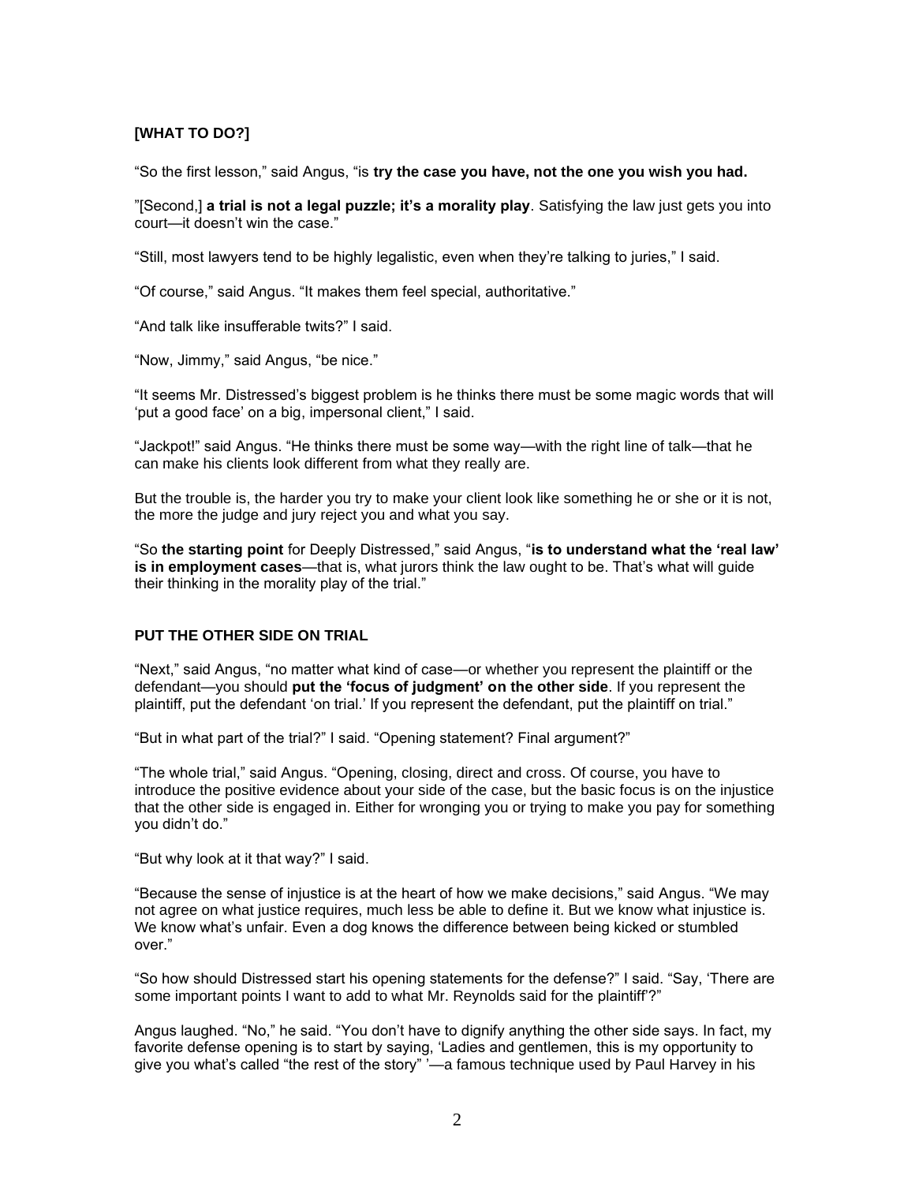**[WHAT TO DO?]**

“So the first lesson,” said Angus, “is **try the case you have, not the one you wish you had.**

”[Second,] **a trial is not a legal puzzle; it’s a morality play**. Satisfying the law just gets you into court—it doesn’t win the case.”

“Still, most lawyers tend to be highly legalistic, even when they’re talking to juries,” I said.

“Of course,” said Angus. “It makes them feel special, authoritative.”

“And talk like insufferable twits?” I said.

“Now, Jimmy,” said Angus, “be nice.”

“It seems Mr. Distressed’s biggest problem is he thinks there must be some magic words that will ‘put a good face’ on a big, impersonal client,” I said.

“Jackpot!” said Angus. “He thinks there must be some way—with the right line of talk—that he can make his clients look different from what they really are.

But the trouble is, the harder you try to make your client look like something he or she or it is not, the more the judge and jury reject you and what you say.

“So **the starting point** for Deeply Distressed,” said Angus, “**is to understand what the ‘real law’ is in employment cases**—that is, what jurors think the law ought to be. That’s what will guide their thinking in the morality play of the trial.”

**PUT THE OTHER SIDE ON TRIAL**

“Next,” said Angus, “no matter what kind of case—or whether you represent the plaintiff or the defendant—you should **put the ‘focus of judgment’ on the other side**. If you represent the plaintiff, put the defendant ‘on trial.’ If you represent the defendant, put the plaintiff on trial.”

“But in what part of the trial?” I said. “Opening statement? Final argument?”

“The whole trial,” said Angus. “Opening, closing, direct and cross. Of course, you have to introduce the positive evidence about your side of the case, but the basic focus is on the injustice that the other side is engaged in. Either for wronging you or trying to make you pay for something you didn’t do.”

“But why look at it that way?” I said.

“Because the sense of injustice is at the heart of how we make decisions,” said Angus. “We may not agree on what justice requires, much less be able to define it. But we know what injustice is. We know what’s unfair. Even a dog knows the difference between being kicked or stumbled over.”

“So how should Distressed start his opening statements for the defense?” I said. “Say, ‘There are some important points I want to add to what Mr. Reynolds said for the plaintiff’?”

Angus laughed. “No,” he said. “You don’t have to dignify anything the other side says. In fact, my favorite defense opening is to start by saying, ‘Ladies and gentlemen, this is my opportunity to give you what’s called “the rest of the story” ’—a famous technique used by Paul Harvey in his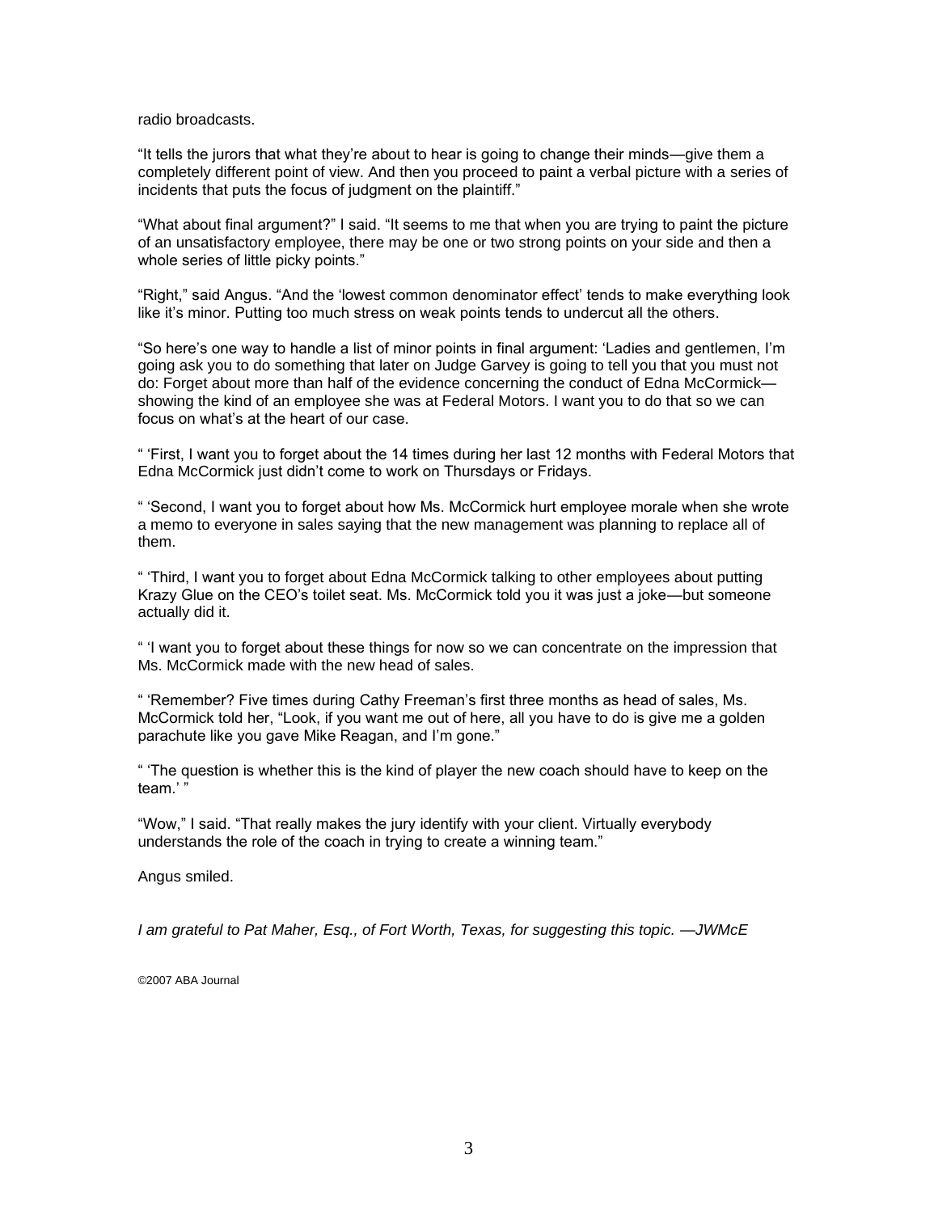radio broadcasts.

"It tells the jurors that what they're about to hear is going to change their minds—give them a completely different point of view. And then you proceed to paint a verbal picture with a series of incidents that puts the focus of judgment on the plaintiff."

"What about final argument?" I said. "It seems to me that when you are trying to paint the picture of an unsatisfactory employee, there may be one or two strong points on your side and then a whole series of little picky points."

"Right," said Angus. "And the 'lowest common denominator effect' tends to make everything look like it's minor. Putting too much stress on weak points tends to undercut all the others.

"So here's one way to handle a list of minor points in final argument: 'Ladies and gentlemen, I'm going ask you to do something that later on Judge Garvey is going to tell you that you must not do: Forget about more than half of the evidence concerning the conduct of Edna McCormick—showing the kind of an employee she was at Federal Motors. I want you to do that so we can focus on what's at the heart of our case.

" 'First, I want you to forget about the 14 times during her last 12 months with Federal Motors that Edna McCormick just didn't come to work on Thursdays or Fridays.

" 'Second, I want you to forget about how Ms. McCormick hurt employee morale when she wrote a memo to everyone in sales saying that the new management was planning to replace all of them.

" 'Third, I want you to forget about Edna McCormick talking to other employees about putting Krazy Glue on the CEO's toilet seat. Ms. McCormick told you it was just a joke—but someone actually did it.

" 'I want you to forget about these things for now so we can concentrate on the impression that Ms. McCormick made with the new head of sales.

" 'Remember? Five times during Cathy Freeman's first three months as head of sales, Ms. McCormick told her, "Look, if you want me out of here, all you have to do is give me a golden parachute like you gave Mike Reagan, and I'm gone."

" 'The question is whether this is the kind of player the new coach should have to keep on the team.' "

"Wow," I said. "That really makes the jury identify with your client. Virtually everybody understands the role of the coach in trying to create a winning team."

Angus smiled.

*I am grateful to Pat Maher, Esq., of Fort Worth, Texas, for suggesting this topic. —JWMcE*

©2007 ABA Journal